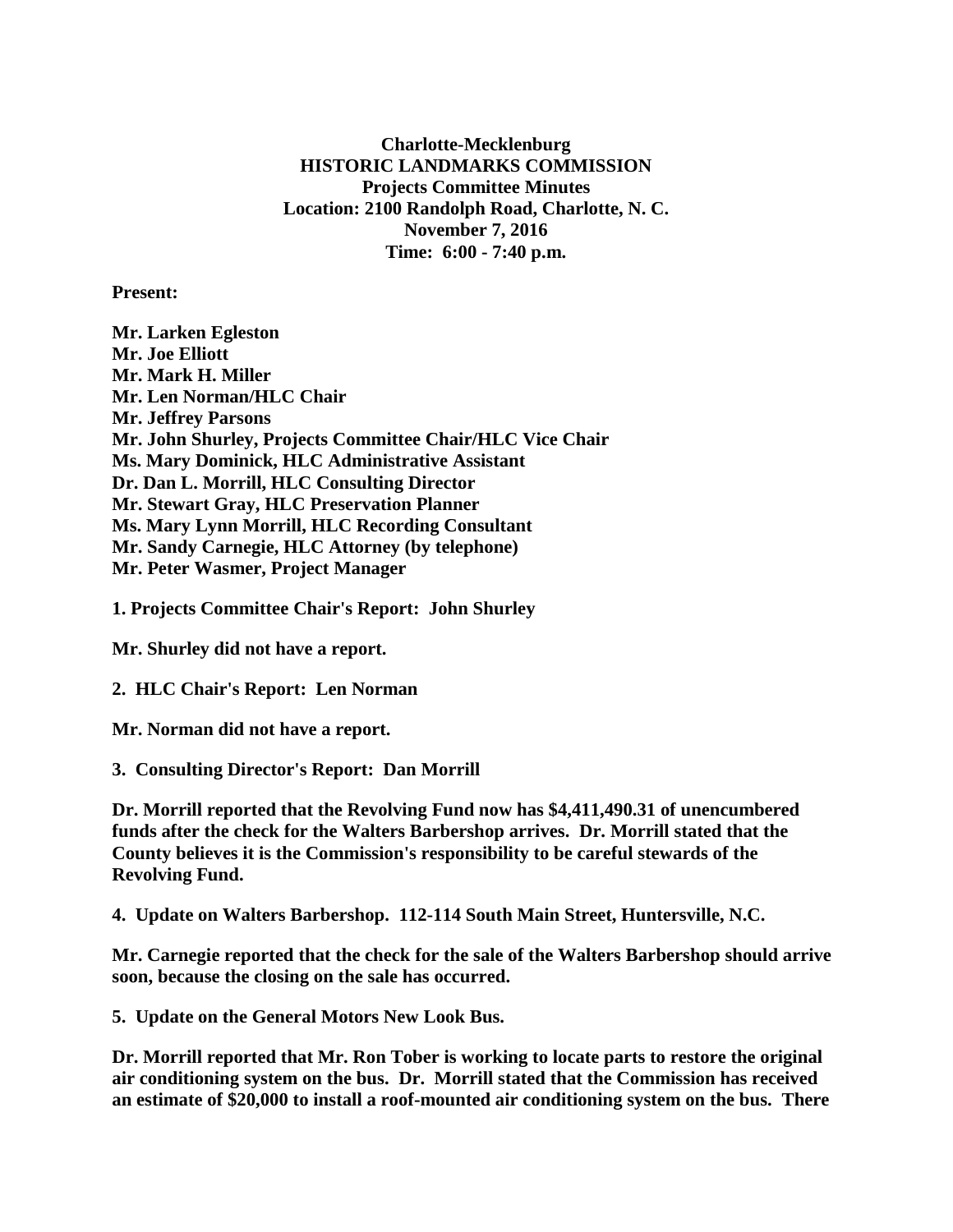**Charlotte-Mecklenburg**
**HISTORIC LANDMARKS COMMISSION**
**Projects Committee Minutes**
**Location: 2100 Randolph Road, Charlotte, N. C.**
**November 7, 2016**
**Time: 6:00 - 7:40 p.m.**

**Present:**

**Mr. Larken Egleston**
**Mr. Joe Elliott**
**Mr. Mark H. Miller**
**Mr. Len Norman/HLC Chair**
**Mr. Jeffrey Parsons**
**Mr. John Shurley, Projects Committee Chair/HLC Vice Chair**
**Ms. Mary Dominick, HLC Administrative Assistant**
**Dr. Dan L. Morrill, HLC Consulting Director**
**Mr. Stewart Gray, HLC Preservation Planner**
**Ms. Mary Lynn Morrill, HLC Recording Consultant**
**Mr. Sandy Carnegie, HLC Attorney (by telephone)**
**Mr. Peter Wasmer, Project Manager**

**1. Projects Committee Chair's Report: John Shurley**

**Mr. Shurley did not have a report.**

**2. HLC Chair's Report: Len Norman**

**Mr. Norman did not have a report.**

**3. Consulting Director's Report: Dan Morrill**

**Dr. Morrill reported that the Revolving Fund now has $4,411,490.31 of unencumbered funds after the check for the Walters Barbershop arrives. Dr. Morrill stated that the County believes it is the Commission's responsibility to be careful stewards of the Revolving Fund.**

**4. Update on Walters Barbershop. 112-114 South Main Street, Huntersville, N.C.**

**Mr. Carnegie reported that the check for the sale of the Walters Barbershop should arrive soon, because the closing on the sale has occurred.**

**5. Update on the General Motors New Look Bus.**

**Dr. Morrill reported that Mr. Ron Tober is working to locate parts to restore the original air conditioning system on the bus. Dr. Morrill stated that the Commission has received an estimate of $20,000 to install a roof-mounted air conditioning system on the bus. There**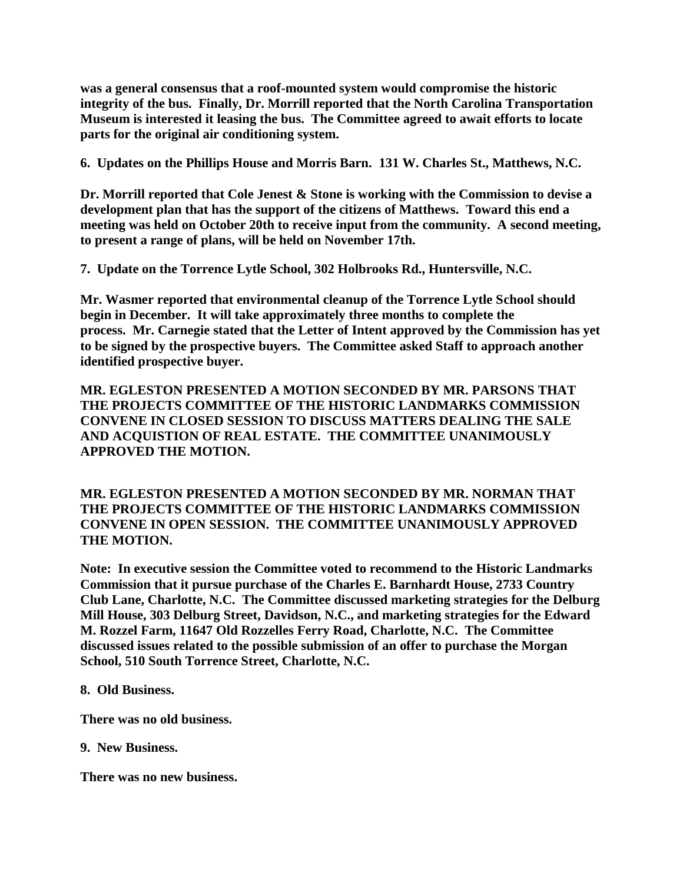**was a general consensus that a roof-mounted system would compromise the historic integrity of the bus. Finally, Dr. Morrill reported that the North Carolina Transportation Museum is interested it leasing the bus. The Committee agreed to await efforts to locate parts for the original air conditioning system.**

**6. Updates on the Phillips House and Morris Barn. 131 W. Charles St., Matthews, N.C.**

**Dr. Morrill reported that Cole Jenest & Stone is working with the Commission to devise a development plan that has the support of the citizens of Matthews. Toward this end a meeting was held on October 20th to receive input from the community. A second meeting, to present a range of plans, will be held on November 17th.**

**7. Update on the Torrence Lytle School, 302 Holbrooks Rd., Huntersville, N.C.**

**Mr. Wasmer reported that environmental cleanup of the Torrence Lytle School should begin in December. It will take approximately three months to complete the process. Mr. Carnegie stated that the Letter of Intent approved by the Commission has yet to be signed by the prospective buyers. The Committee asked Staff to approach another identified prospective buyer.**

**MR. EGLESTON PRESENTED A MOTION SECONDED BY MR. PARSONS THAT THE PROJECTS COMMITTEE OF THE HISTORIC LANDMARKS COMMISSION CONVENE IN CLOSED SESSION TO DISCUSS MATTERS DEALING THE SALE AND ACQUISTION OF REAL ESTATE. THE COMMITTEE UNANIMOUSLY APPROVED THE MOTION.**

**MR. EGLESTON PRESENTED A MOTION SECONDED BY MR. NORMAN THAT THE PROJECTS COMMITTEE OF THE HISTORIC LANDMARKS COMMISSION CONVENE IN OPEN SESSION. THE COMMITTEE UNANIMOUSLY APPROVED THE MOTION.**

**Note: In executive session the Committee voted to recommend to the Historic Landmarks Commission that it pursue purchase of the Charles E. Barnhardt House, 2733 Country Club Lane, Charlotte, N.C. The Committee discussed marketing strategies for the Delburg Mill House, 303 Delburg Street, Davidson, N.C., and marketing strategies for the Edward M. Rozzel Farm, 11647 Old Rozzelles Ferry Road, Charlotte, N.C. The Committee discussed issues related to the possible submission of an offer to purchase the Morgan School, 510 South Torrence Street, Charlotte, N.C.**

**8. Old Business.**

**There was no old business.**

**9. New Business.**

**There was no new business.**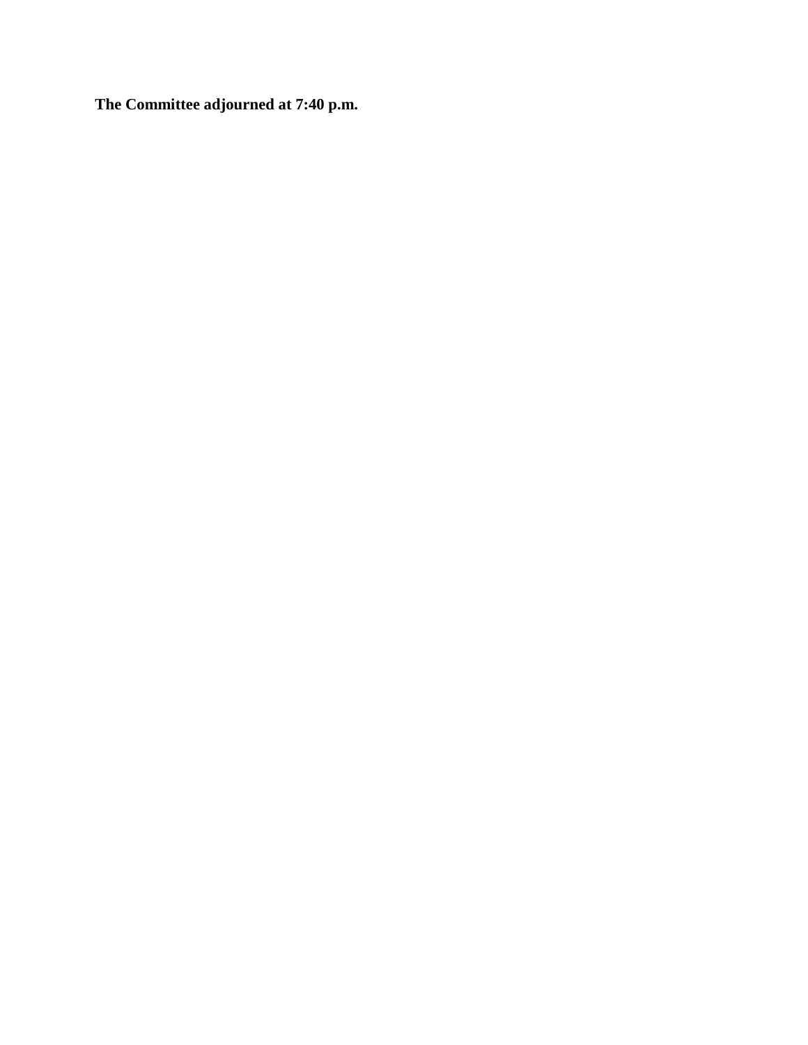**The Committee adjourned at 7:40 p.m.**